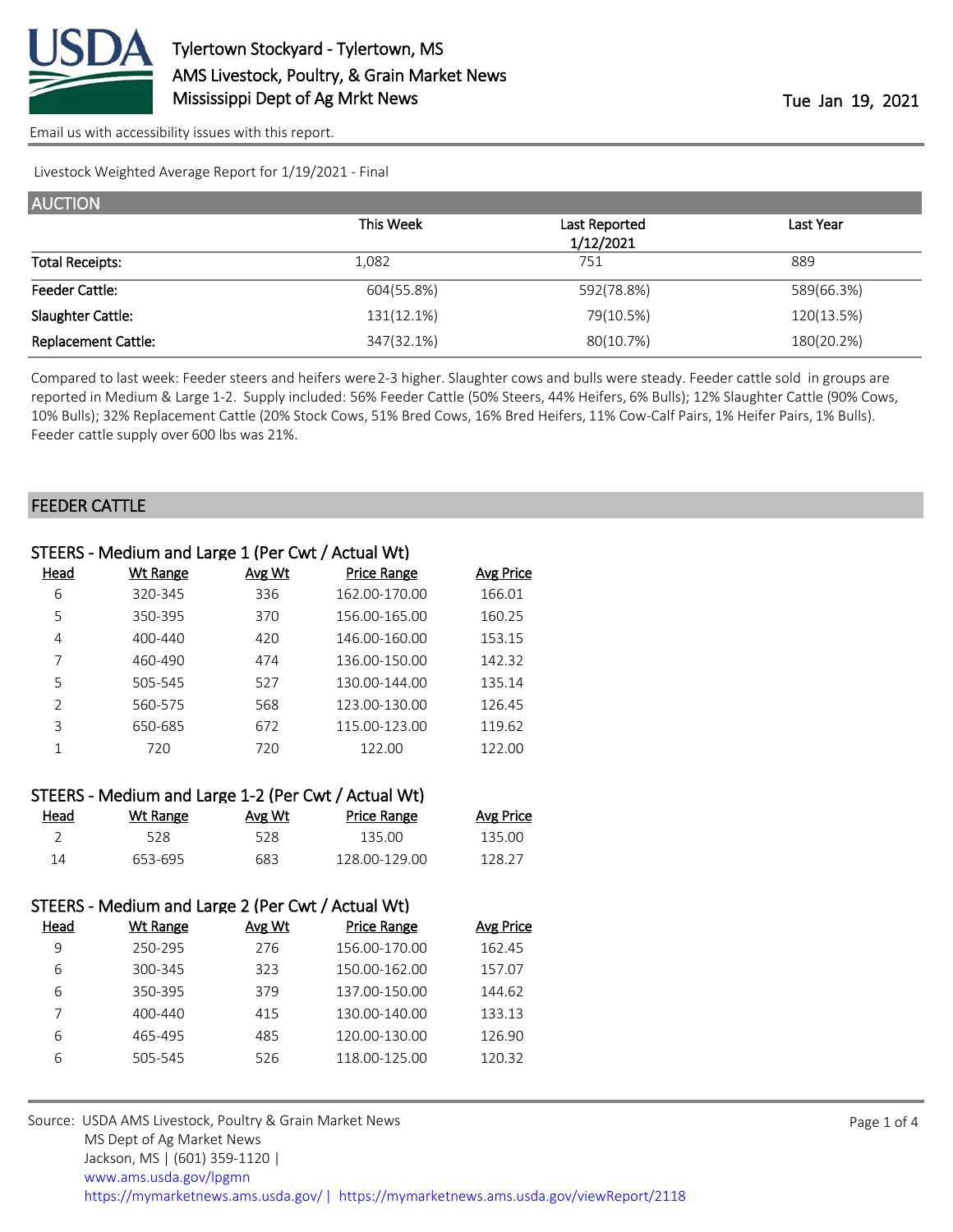# Tylertown Stockyard - Tylertown, MS

AMS Livestock, Poultry, & Grain Market News
Mississippi Dept of Ag Mrkt News

Tue Jan 19, 2021

Email us with accessibility issues with this report.

Livestock Weighted Average Report for 1/19/2021 - Final

## AUCTION

| | This Week | Last Reported 1/12/2021 | Last Year |
|---|---|---|---|
| Total Receipts: | 1,082 | 751 | 889 |
| Feeder Cattle: | 604(55.8%) | 592(78.8%) | 589(66.3%) |
| Slaughter Cattle: | 131(12.1%) | 79(10.5%) | 120(13.5%) |
| Replacement Cattle: | 347(32.1%) | 80(10.7%) | 180(20.2%) |

Compared to last week: Feeder steers and heifers were 2-3 higher. Slaughter cows and bulls were steady. Feeder cattle sold in groups are reported in Medium & Large 1-2. Supply included: 56% Feeder Cattle (50% Steers, 44% Heifers, 6% Bulls); 12% Slaughter Cattle (90% Cows, 10% Bulls); 32% Replacement Cattle (20% Stock Cows, 51% Bred Cows, 16% Bred Heifers, 11% Cow-Calf Pairs, 1% Heifer Pairs, 1% Bulls). Feeder cattle supply over 600 lbs was 21%.

## FEEDER CATTLE

### STEERS - Medium and Large 1 (Per Cwt / Actual Wt)

| Head | Wt Range | Avg Wt | Price Range | Avg Price |
|---|---|---|---|---|
| 6 | 320-345 | 336 | 162.00-170.00 | 166.01 |
| 5 | 350-395 | 370 | 156.00-165.00 | 160.25 |
| 4 | 400-440 | 420 | 146.00-160.00 | 153.15 |
| 7 | 460-490 | 474 | 136.00-150.00 | 142.32 |
| 5 | 505-545 | 527 | 130.00-144.00 | 135.14 |
| 2 | 560-575 | 568 | 123.00-130.00 | 126.45 |
| 3 | 650-685 | 672 | 115.00-123.00 | 119.62 |
| 1 | 720 | 720 | 122.00 | 122.00 |

### STEERS - Medium and Large 1-2 (Per Cwt / Actual Wt)

| Head | Wt Range | Avg Wt | Price Range | Avg Price |
|---|---|---|---|---|
| 2 | 528 | 528 | 135.00 | 135.00 |
| 14 | 653-695 | 683 | 128.00-129.00 | 128.27 |

### STEERS - Medium and Large 2 (Per Cwt / Actual Wt)

| Head | Wt Range | Avg Wt | Price Range | Avg Price |
|---|---|---|---|---|
| 9 | 250-295 | 276 | 156.00-170.00 | 162.45 |
| 6 | 300-345 | 323 | 150.00-162.00 | 157.07 |
| 6 | 350-395 | 379 | 137.00-150.00 | 144.62 |
| 7 | 400-440 | 415 | 130.00-140.00 | 133.13 |
| 6 | 465-495 | 485 | 120.00-130.00 | 126.90 |
| 6 | 505-545 | 526 | 118.00-125.00 | 120.32 |

Source: USDA AMS Livestock, Poultry & Grain Market News
MS Dept of Ag Market News
Jackson, MS | (601) 359-1120 |
www.ams.usda.gov/lpgmn
https://mymarketnews.ams.usda.gov/ | https://mymarketnews.ams.usda.gov/viewReport/2118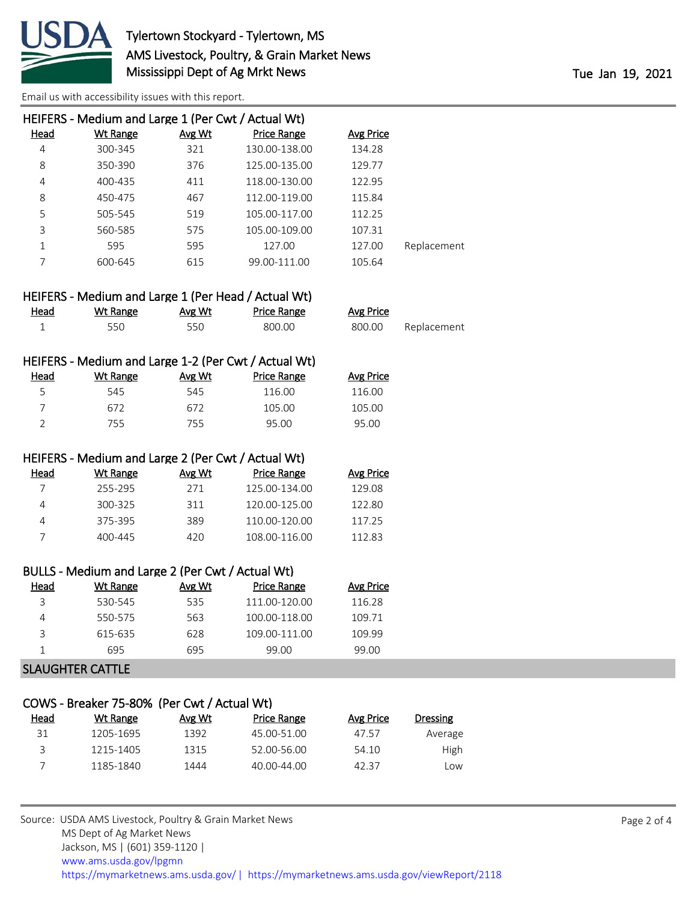Email us with accessibility issues with this report.

### HEIFERS - Medium and Large 1 (Per Cwt / Actual Wt)

| Head | Wt Range | Avg Wt | Price Range | Avg Price | |
|---|---|---|---|---|---|
| 4 | 300-345 | 321 | 130.00-138.00 | 134.28 | |
| 8 | 350-390 | 376 | 125.00-135.00 | 129.77 | |
| 4 | 400-435 | 411 | 118.00-130.00 | 122.95 | |
| 8 | 450-475 | 467 | 112.00-119.00 | 115.84 | |
| 5 | 505-545 | 519 | 105.00-117.00 | 112.25 | |
| 3 | 560-585 | 575 | 105.00-109.00 | 107.31 | |
| 1 | 595 | 595 | 127.00 | 127.00 | Replacement |
| 7 | 600-645 | 615 | 99.00-111.00 | 105.64 | |

### HEIFERS - Medium and Large 1 (Per Head / Actual Wt)

| Head | Wt Range | Avg Wt | Price Range | Avg Price | |
|---|---|---|---|---|---|
| 1 | 550 | 550 | 800.00 | 800.00 | Replacement |

### HEIFERS - Medium and Large 1-2 (Per Cwt / Actual Wt)

| Head | Wt Range | Avg Wt | Price Range | Avg Price |
|---|---|---|---|---|
| 5 | 545 | 545 | 116.00 | 116.00 |
| 7 | 672 | 672 | 105.00 | 105.00 |
| 2 | 755 | 755 | 95.00 | 95.00 |

### HEIFERS - Medium and Large 2 (Per Cwt / Actual Wt)

| Head | Wt Range | Avg Wt | Price Range | Avg Price |
|---|---|---|---|---|
| 7 | 255-295 | 271 | 125.00-134.00 | 129.08 |
| 4 | 300-325 | 311 | 120.00-125.00 | 122.80 |
| 4 | 375-395 | 389 | 110.00-120.00 | 117.25 |
| 7 | 400-445 | 420 | 108.00-116.00 | 112.83 |

### BULLS - Medium and Large 2 (Per Cwt / Actual Wt)

| Head | Wt Range | Avg Wt | Price Range | Avg Price |
|---|---|---|---|---|
| 3 | 530-545 | 535 | 111.00-120.00 | 116.28 |
| 4 | 550-575 | 563 | 100.00-118.00 | 109.71 |
| 3 | 615-635 | 628 | 109.00-111.00 | 109.99 |
| 1 | 695 | 695 | 99.00 | 99.00 |

## SLAUGHTER CATTLE

### COWS - Breaker 75-80% (Per Cwt / Actual Wt)

| Head | Wt Range | Avg Wt | Price Range | Avg Price | Dressing |
|---|---|---|---|---|---|
| 31 | 1205-1695 | 1392 | 45.00-51.00 | 47.57 | Average |
| 3 | 1215-1405 | 1315 | 52.00-56.00 | 54.10 | High |
| 7 | 1185-1840 | 1444 | 40.00-44.00 | 42.37 | Low |

Source: USDA AMS Livestock, Poultry & Grain Market News
MS Dept of Ag Market News
Jackson, MS | (601) 359-1120 |
www.ams.usda.gov/lpgmn
https://mymarketnews.ams.usda.gov/ | https://mymarketnews.ams.usda.gov/viewReport/2118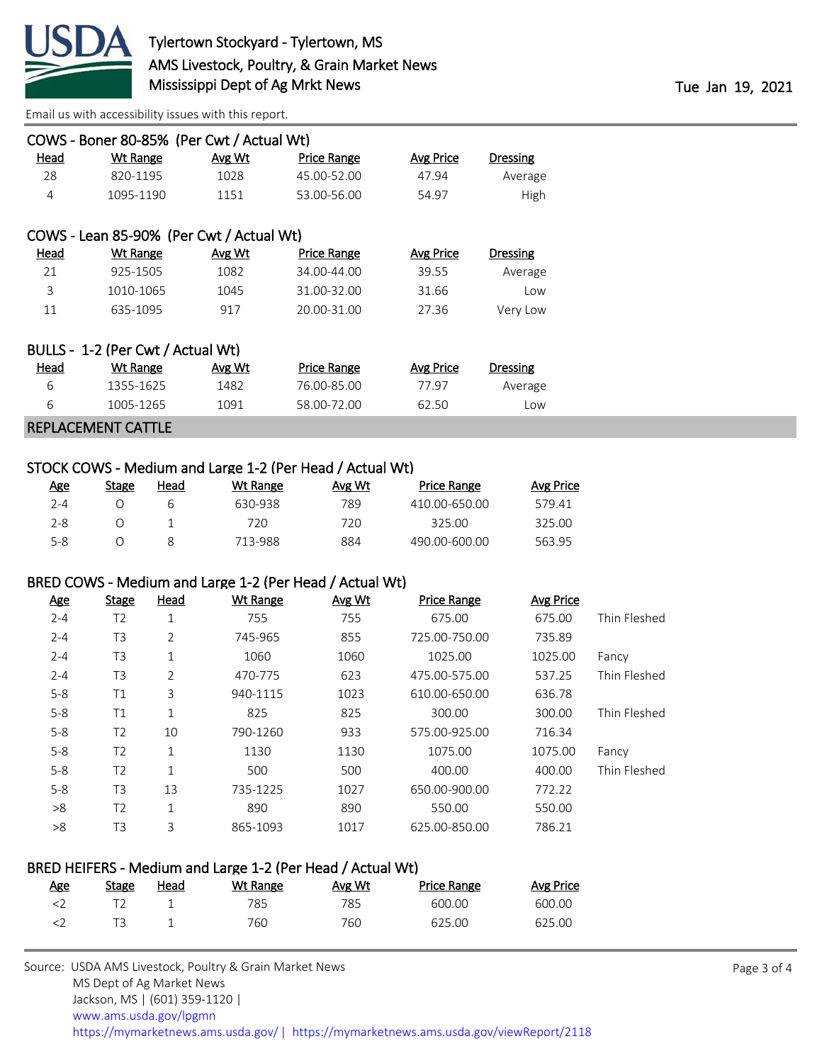Tylertown Stockyard - Tylertown, MS
AMS Livestock, Poultry, & Grain Market News
Mississippi Dept of Ag Mrkt News

Tue Jan 19, 2021

Email us with accessibility issues with this report.

### COWS - Boner 80-85% (Per Cwt / Actual Wt)

| Head | Wt Range | Avg Wt | Price Range | Avg Price | Dressing |
|---|---|---|---|---|---|
| 28 | 820-1195 | 1028 | 45.00-52.00 | 47.94 | Average |
| 4 | 1095-1190 | 1151 | 53.00-56.00 | 54.97 | High |

### COWS - Lean 85-90% (Per Cwt / Actual Wt)

| Head | Wt Range | Avg Wt | Price Range | Avg Price | Dressing |
|---|---|---|---|---|---|
| 21 | 925-1505 | 1082 | 34.00-44.00 | 39.55 | Average |
| 3 | 1010-1065 | 1045 | 31.00-32.00 | 31.66 | Low |
| 11 | 635-1095 | 917 | 20.00-31.00 | 27.36 | Very Low |

### BULLS - 1-2 (Per Cwt / Actual Wt)

| Head | Wt Range | Avg Wt | Price Range | Avg Price | Dressing |
|---|---|---|---|---|---|
| 6 | 1355-1625 | 1482 | 76.00-85.00 | 77.97 | Average |
| 6 | 1005-1265 | 1091 | 58.00-72.00 | 62.50 | Low |

## REPLACEMENT CATTLE

### STOCK COWS - Medium and Large 1-2 (Per Head / Actual Wt)

| Age | Stage | Head | Wt Range | Avg Wt | Price Range | Avg Price |
|---|---|---|---|---|---|---|
| 2-4 | O | 6 | 630-938 | 789 | 410.00-650.00 | 579.41 |
| 2-8 | O | 1 | 720 | 720 | 325.00 | 325.00 |
| 5-8 | O | 8 | 713-988 | 884 | 490.00-600.00 | 563.95 |

### BRED COWS - Medium and Large 1-2 (Per Head / Actual Wt)

| Age | Stage | Head | Wt Range | Avg Wt | Price Range | Avg Price | |
|---|---|---|---|---|---|---|---|
| 2-4 | T2 | 1 | 755 | 755 | 675.00 | 675.00 | Thin Fleshed |
| 2-4 | T3 | 2 | 745-965 | 855 | 725.00-750.00 | 735.89 | |
| 2-4 | T3 | 1 | 1060 | 1060 | 1025.00 | 1025.00 | Fancy |
| 2-4 | T3 | 2 | 470-775 | 623 | 475.00-575.00 | 537.25 | Thin Fleshed |
| 5-8 | T1 | 3 | 940-1115 | 1023 | 610.00-650.00 | 636.78 | |
| 5-8 | T1 | 1 | 825 | 825 | 300.00 | 300.00 | Thin Fleshed |
| 5-8 | T2 | 10 | 790-1260 | 933 | 575.00-925.00 | 716.34 | |
| 5-8 | T2 | 1 | 1130 | 1130 | 1075.00 | 1075.00 | Fancy |
| 5-8 | T2 | 1 | 500 | 500 | 400.00 | 400.00 | Thin Fleshed |
| 5-8 | T3 | 13 | 735-1225 | 1027 | 650.00-900.00 | 772.22 | |
| >8 | T2 | 1 | 890 | 890 | 550.00 | 550.00 | |
| >8 | T3 | 3 | 865-1093 | 1017 | 625.00-850.00 | 786.21 | |

### BRED HEIFERS - Medium and Large 1-2 (Per Head / Actual Wt)

| Age | Stage | Head | Wt Range | Avg Wt | Price Range | Avg Price |
|---|---|---|---|---|---|---|
| <2 | T2 | 1 | 785 | 785 | 600.00 | 600.00 |
| <2 | T3 | 1 | 760 | 760 | 625.00 | 625.00 |

Source: USDA AMS Livestock, Poultry & Grain Market News
MS Dept of Ag Market News
Jackson, MS | (601) 359-1120 |
www.ams.usda.gov/lpgmn
https://mymarketnews.ams.usda.gov/ | https://mymarketnews.ams.usda.gov/viewReport/2118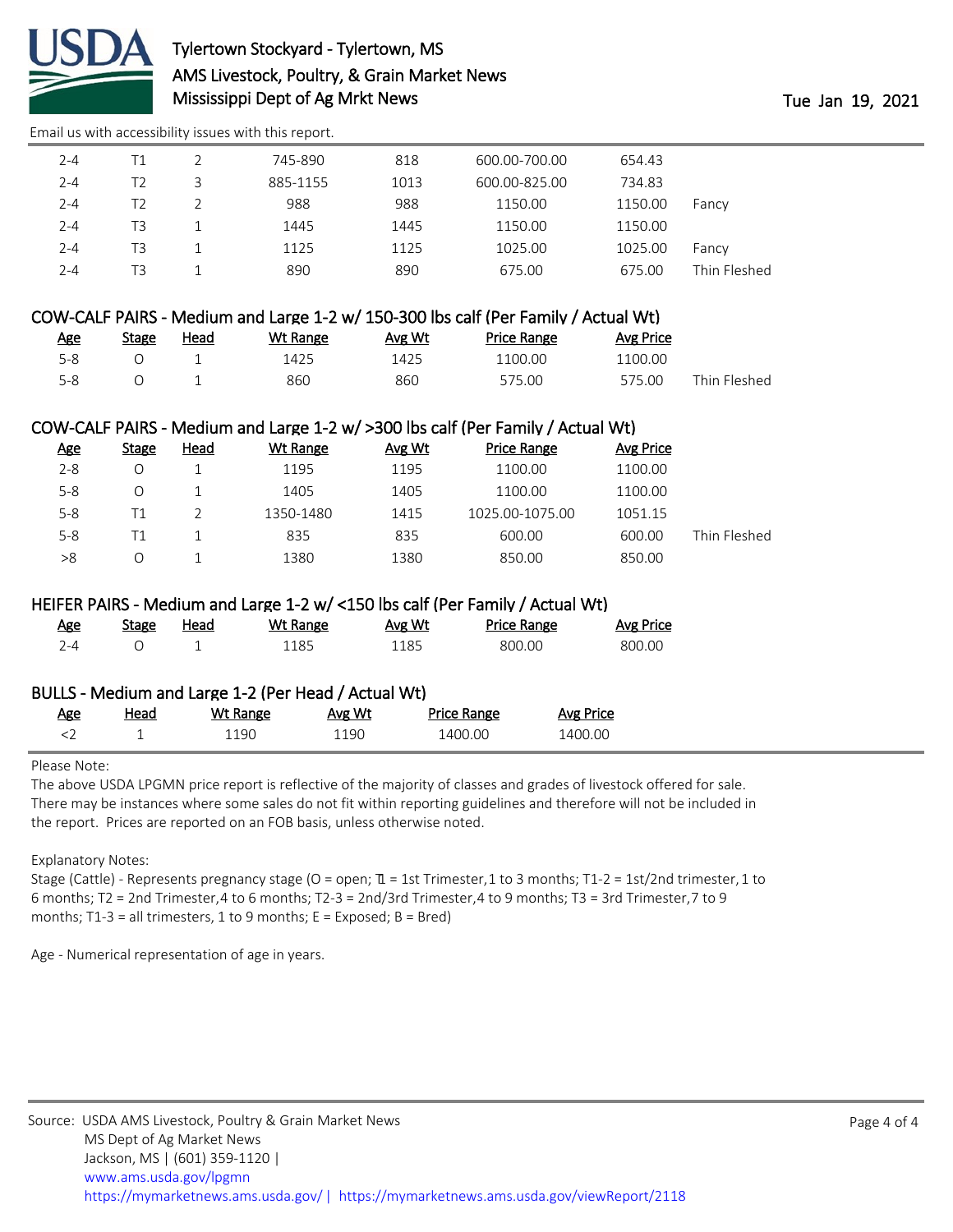Email us with accessibility issues with this report.

| | | | | | | | |
|---|---|---|---|---|---|---|---|
| 2-4 | T1 | 2 | 745-890 | 818 | 600.00-700.00 | 654.43 | |
| 2-4 | T2 | 3 | 885-1155 | 1013 | 600.00-825.00 | 734.83 | |
| 2-4 | T2 | 2 | 988 | 988 | 1150.00 | 1150.00 | Fancy |
| 2-4 | T3 | 1 | 1445 | 1445 | 1150.00 | 1150.00 | |
| 2-4 | T3 | 1 | 1125 | 1125 | 1025.00 | 1025.00 | Fancy |
| 2-4 | T3 | 1 | 890 | 890 | 675.00 | 675.00 | Thin Fleshed |

## COW-CALF PAIRS - Medium and Large 1-2 w/ 150-300 lbs calf (Per Family / Actual Wt)

| Age | Stage | Head | Wt Range | Avg Wt | Price Range | Avg Price | |
|---|---|---|---|---|---|---|---|
| 5-8 | O | 1 | 1425 | 1425 | 1100.00 | 1100.00 | |
| 5-8 | O | 1 | 860 | 860 | 575.00 | 575.00 | Thin Fleshed |

## COW-CALF PAIRS - Medium and Large 1-2 w/ >300 lbs calf (Per Family / Actual Wt)

| Age | Stage | Head | Wt Range | Avg Wt | Price Range | Avg Price | |
|---|---|---|---|---|---|---|---|
| 2-8 | O | 1 | 1195 | 1195 | 1100.00 | 1100.00 | |
| 5-8 | O | 1 | 1405 | 1405 | 1100.00 | 1100.00 | |
| 5-8 | T1 | 2 | 1350-1480 | 1415 | 1025.00-1075.00 | 1051.15 | |
| 5-8 | T1 | 1 | 835 | 835 | 600.00 | 600.00 | Thin Fleshed |
| >8 | O | 1 | 1380 | 1380 | 850.00 | 850.00 | |

## HEIFER PAIRS - Medium and Large 1-2 w/ <150 lbs calf (Per Family / Actual Wt)

| Age | Stage | Head | Wt Range | Avg Wt | Price Range | Avg Price |
|---|---|---|---|---|---|---|
| 2-4 | O | 1 | 1185 | 1185 | 800.00 | 800.00 |

## BULLS - Medium and Large 1-2 (Per Head / Actual Wt)

| Age | Head | Wt Range | Avg Wt | Price Range | Avg Price |
|---|---|---|---|---|---|
| <2 | 1 | 1190 | 1190 | 1400.00 | 1400.00 |

Please Note:

The above USDA LPGMN price report is reflective of the majority of classes and grades of livestock offered for sale. There may be instances where some sales do not fit within reporting guidelines and therefore will not be included in the report. Prices are reported on an FOB basis, unless otherwise noted.

Explanatory Notes:

Stage (Cattle) - Represents pregnancy stage (O = open; T1 = 1st Trimester,1 to 3 months; T1-2 = 1st/2nd trimester, 1 to 6 months; T2 = 2nd Trimester,4 to 6 months; T2-3 = 2nd/3rd Trimester,4 to 9 months; T3 = 3rd Trimester,7 to 9 months; T1-3 = all trimesters, 1 to 9 months; E = Exposed; B = Bred)

Age - Numerical representation of age in years.

Source: USDA AMS Livestock, Poultry & Grain Market News
MS Dept of Ag Market News
Jackson, MS | (601) 359-1120 |
www.ams.usda.gov/lpgmn
https://mymarketnews.ams.usda.gov/ | https://mymarketnews.ams.usda.gov/viewReport/2118